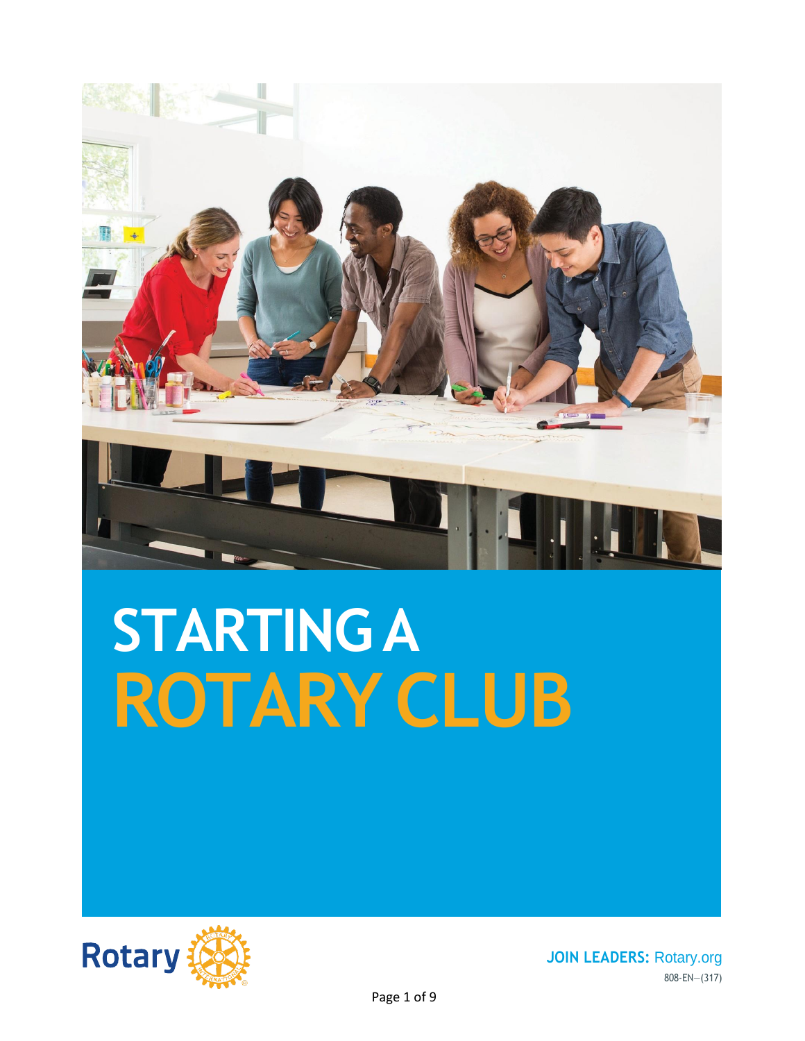# STARTING A ROTARY CLUB

Rotary

**JOIN LEADERS:** Rotary.org

808-EN—(317)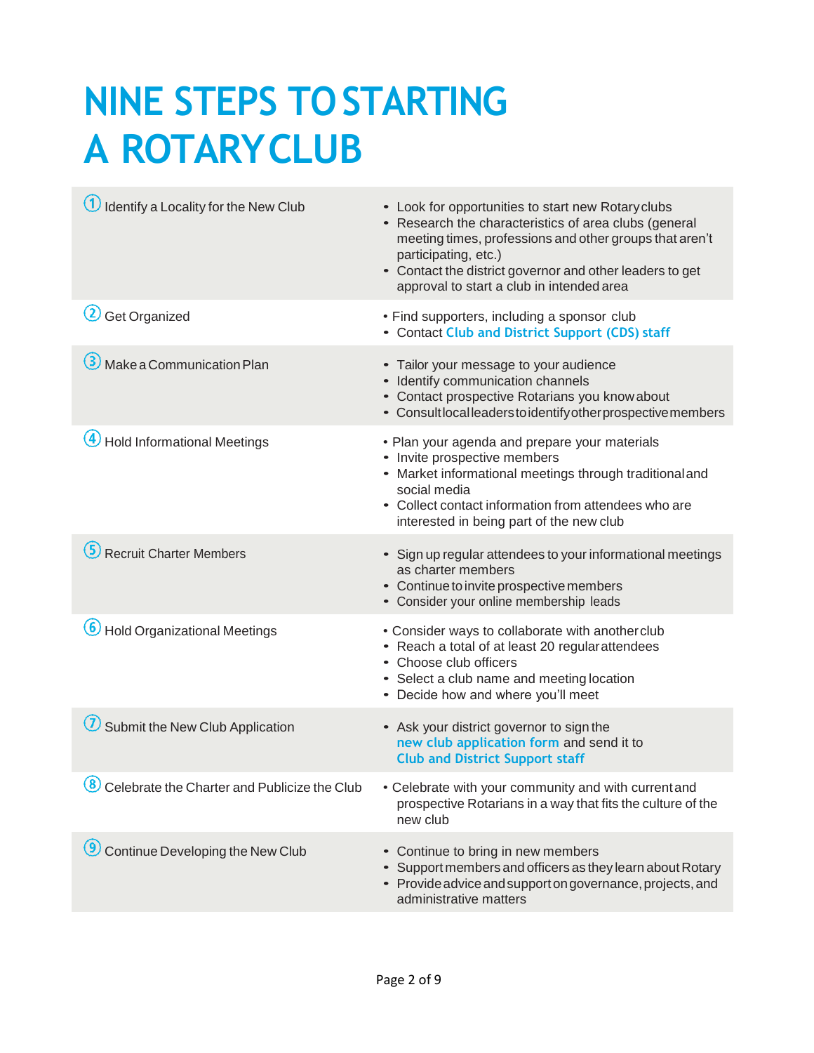# NINE STEPS TO STARTING A ROTARY CLUB

| Step | Actions |
|---|---|
| ① Identify a Locality for the New Club | • Look for opportunities to start new Rotary clubs<br>• Research the characteristics of area clubs (general meeting times, professions and other groups that aren't participating, etc.)<br>• Contact the district governor and other leaders to get approval to start a club in intended area |
| ② Get Organized | • Find supporters, including a sponsor club<br>• Contact Club and District Support (CDS) staff |
| ③ Make a Communication Plan | • Tailor your message to your audience<br>• Identify communication channels<br>• Contact prospective Rotarians you know about<br>• Consult local leaders to identify other prospective members |
| ④ Hold Informational Meetings | • Plan your agenda and prepare your materials<br>• Invite prospective members<br>• Market informational meetings through traditional and social media<br>• Collect contact information from attendees who are interested in being part of the new club |
| ⑤ Recruit Charter Members | • Sign up regular attendees to your informational meetings as charter members<br>• Continue to invite prospective members<br>• Consider your online membership leads |
| ⑥ Hold Organizational Meetings | • Consider ways to collaborate with another club<br>• Reach a total of at least 20 regular attendees<br>• Choose club officers<br>• Select a club name and meeting location<br>• Decide how and where you'll meet |
| ⑦ Submit the New Club Application | • Ask your district governor to sign the new club application form and send it to Club and District Support staff |
| ⑧ Celebrate the Charter and Publicize the Club | • Celebrate with your community and with current and prospective Rotarians in a way that fits the culture of the new club |
| ⑨ Continue Developing the New Club | • Continue to bring in new members<br>• Support members and officers as they learn about Rotary<br>• Provide advice and support on governance, projects, and administrative matters |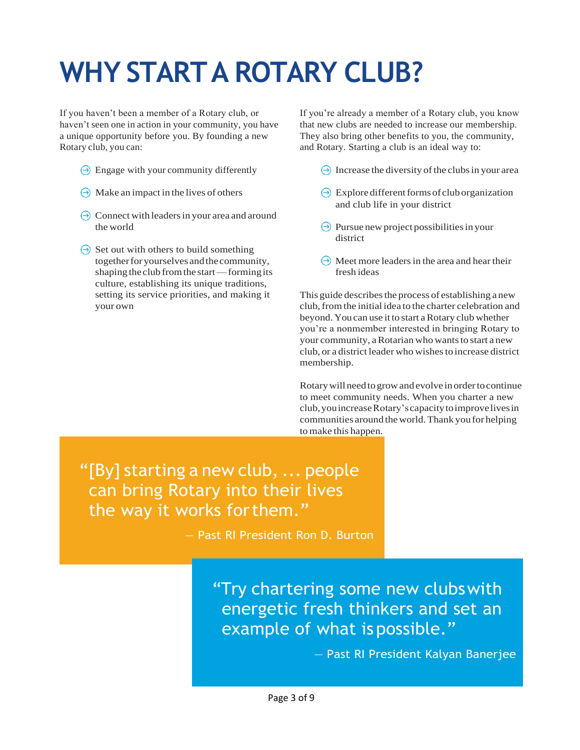# WHY START A ROTARY CLUB?

If you haven't been a member of a Rotary club, or haven't seen one in action in your community, you have a unique opportunity before you. By founding a new Rotary club, you can:

- Engage with your community differently
- Make an impact in the lives of others
- Connect with leaders in your area and around the world
- Set out with others to build something together for yourselves and the community, shaping the club from the start — forming its culture, establishing its unique traditions, setting its service priorities, and making it your own

If you're already a member of a Rotary club, you know that new clubs are needed to increase our membership. They also bring other benefits to you, the community, and Rotary. Starting a club is an ideal way to:

- Increase the diversity of the clubs in your area
- Explore different forms of club organization and club life in your district
- Pursue new project possibilities in your district
- Meet more leaders in the area and hear their fresh ideas

This guide describes the process of establishing a new club, from the initial idea to the charter celebration and beyond. You can use it to start a Rotary club whether you're a nonmember interested in bringing Rotary to your community, a Rotarian who wants to start a new club, or a district leader who wishes to increase district membership.

Rotary will need to grow and evolve in order to continue to meet community needs. When you charter a new club, you increase Rotary's capacity to improve lives in communities around the world. Thank you for helping to make this happen.

> "[By] starting a new club, ... people can bring Rotary into their lives the way it works for them."
>
> — Past RI President Ron D. Burton

> "Try chartering some new clubs with energetic fresh thinkers and set an example of what is possible."
>
> — Past RI President Kalyan Banerjee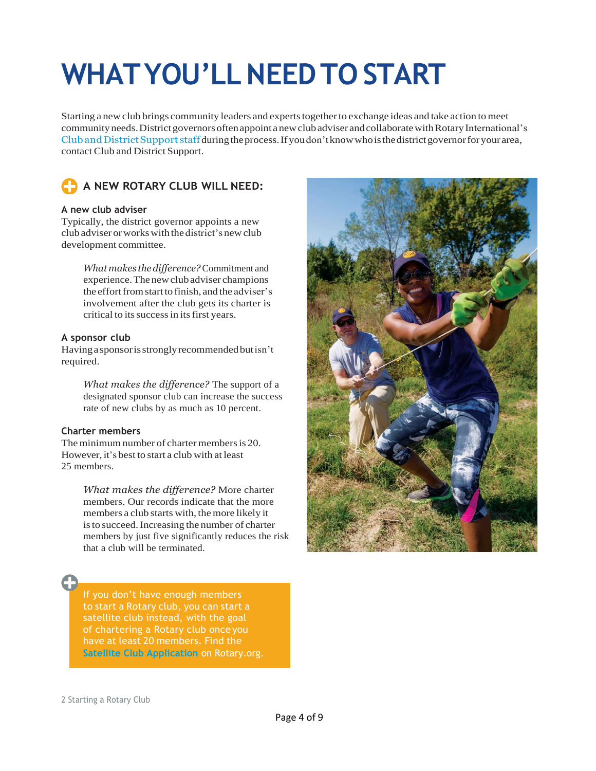# WHAT YOU'LL NEED TO START

Starting a new club brings community leaders and experts together to exchange ideas and take action to meet community needs. District governors often appoint a new club adviser and collaborate with Rotary International's Club and District Support staff during the process. If you don't know who is the district governor for your area, contact Club and District Support.

## A NEW ROTARY CLUB WILL NEED:

### A new club adviser

Typically, the district governor appoints a new club adviser or works with the district's new club development committee.

> *What makes the difference?* Commitment and experience. The new club adviser champions the effort from start to finish, and the adviser's involvement after the club gets its charter is critical to its success in its first years.

### A sponsor club

Having a sponsor is strongly recommended but isn't required.

> *What makes the difference?* The support of a designated sponsor club can increase the success rate of new clubs by as much as 10 percent.

### Charter members

The minimum number of charter members is 20. However, it's best to start a club with at least 25 members.

> *What makes the difference?* More charter members. Our records indicate that the more members a club starts with, the more likely it is to succeed. Increasing the number of charter members by just five significantly reduces the risk that a club will be terminated.

If you don't have enough members to start a Rotary club, you can start a satellite club instead, with the goal of chartering a Rotary club once you have at least 20 members. Find the Satellite Club Application on Rotary.org.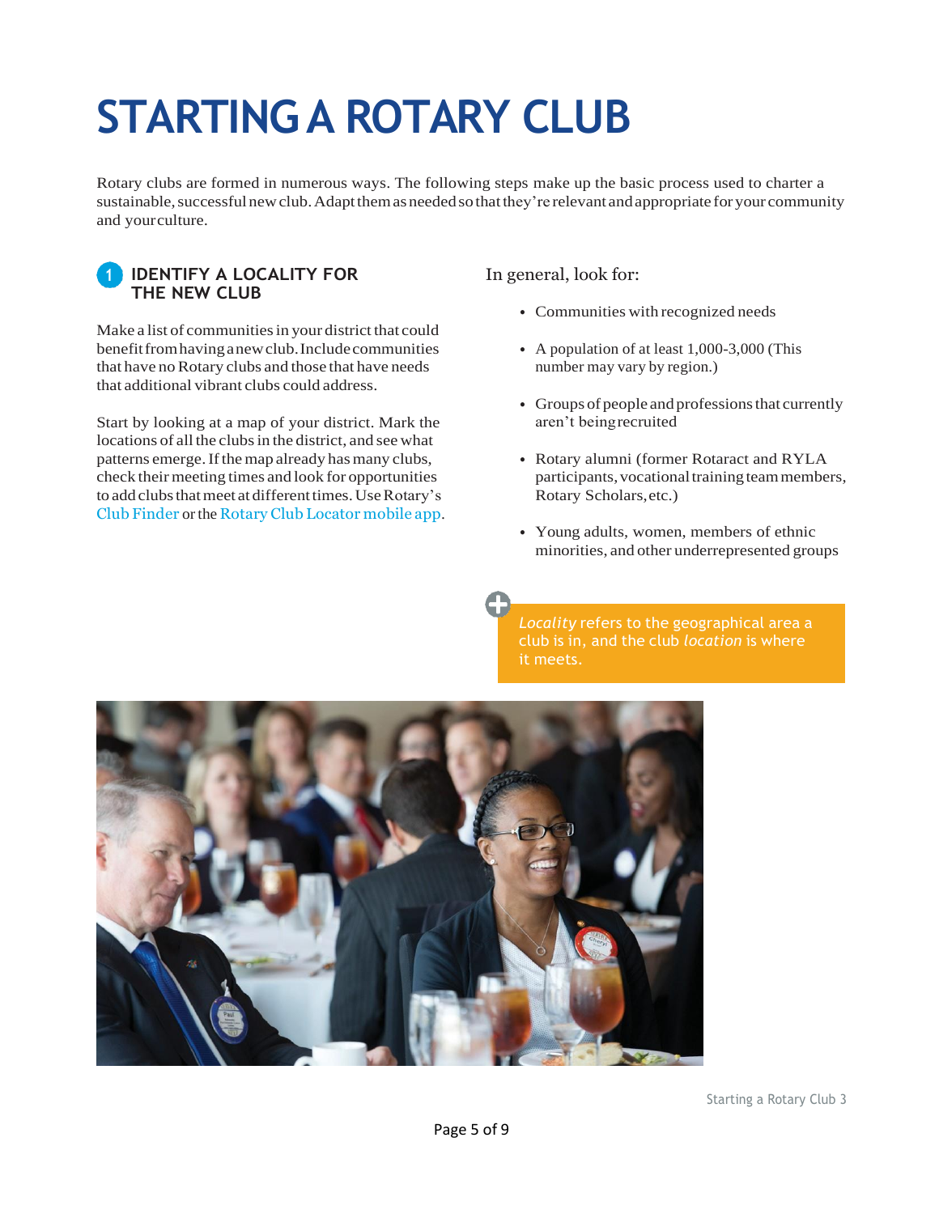# STARTING A ROTARY CLUB

Rotary clubs are formed in numerous ways. The following steps make up the basic process used to charter a sustainable, successful new club. Adapt them as needed so that they're relevant and appropriate for your community and your culture.

## 1 IDENTIFY A LOCALITY FOR THE NEW CLUB

Make a list of communities in your district that could benefit from having a new club. Include communities that have no Rotary clubs and those that have needs that additional vibrant clubs could address.

Start by looking at a map of your district. Mark the locations of all the clubs in the district, and see what patterns emerge. If the map already has many clubs, check their meeting times and look for opportunities to add clubs that meet at different times. Use Rotary's Club Finder or the Rotary Club Locator mobile app.

In general, look for:

- Communities with recognized needs
- A population of at least 1,000-3,000 (This number may vary by region.)
- Groups of people and professions that currently aren't being recruited
- Rotary alumni (former Rotaract and RYLA participants, vocational training team members, Rotary Scholars, etc.)
- Young adults, women, members of ethnic minorities, and other underrepresented groups

*Locality* refers to the geographical area a club is in, and the club *location* is where it meets.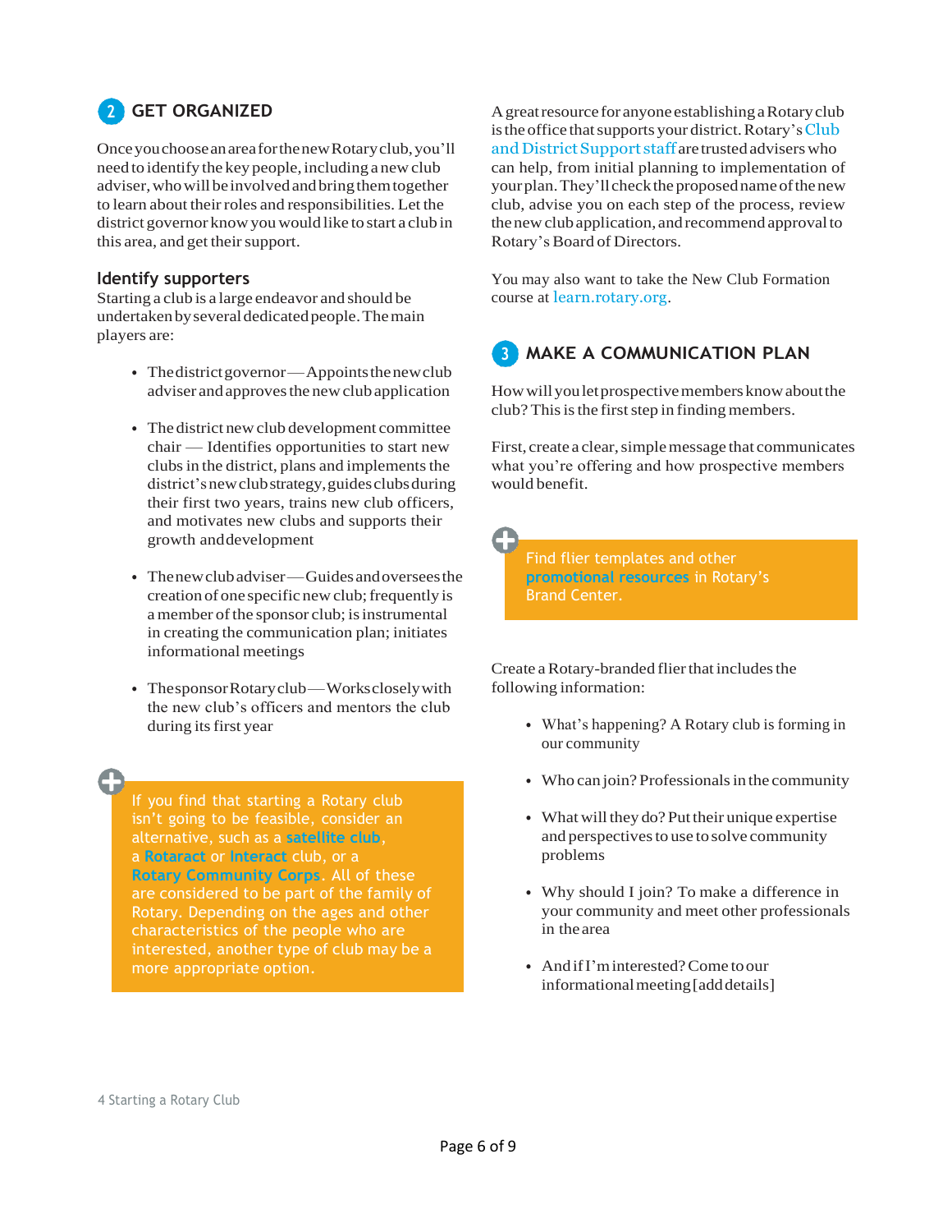## 2 GET ORGANIZED

Once you choose an area for the new Rotary club, you'll need to identify the key people, including a new club adviser, who will be involved and bring them together to learn about their roles and responsibilities. Let the district governor know you would like to start a club in this area, and get their support.

### Identify supporters

Starting a club is a large endeavor and should be undertaken by several dedicated people. The main players are:

- The district governor — Appoints the new club adviser and approves the new club application
- The district new club development committee chair — Identifies opportunities to start new clubs in the district, plans and implements the district's new club strategy, guides clubs during their first two years, trains new club officers, and motivates new clubs and supports their growth and development
- The new club adviser — Guides and oversees the creation of one specific new club; frequently is a member of the sponsor club; is instrumental in creating the communication plan; initiates informational meetings
- The sponsor Rotary club — Works closely with the new club's officers and mentors the club during its first year

> If you find that starting a Rotary club isn't going to be feasible, consider an alternative, such as a satellite club, a Rotaract or Interact club, or a Rotary Community Corps. All of these are considered to be part of the family of Rotary. Depending on the ages and other characteristics of the people who are interested, another type of club may be a more appropriate option.

A great resource for anyone establishing a Rotary club is the office that supports your district. Rotary's Club and District Support staff are trusted advisers who can help, from initial planning to implementation of your plan. They'll check the proposed name of the new club, advise you on each step of the process, review the new club application, and recommend approval to Rotary's Board of Directors.

You may also want to take the New Club Formation course at learn.rotary.org.

## 3 MAKE A COMMUNICATION PLAN

How will you let prospective members know about the club? This is the first step in finding members.

First, create a clear, simple message that communicates what you're offering and how prospective members would benefit.

> Find flier templates and other promotional resources in Rotary's Brand Center.

Create a Rotary-branded flier that includes the following information:

- What's happening? A Rotary club is forming in our community
- Who can join? Professionals in the community
- What will they do? Put their unique expertise and perspectives to use to solve community problems
- Why should I join? To make a difference in your community and meet other professionals in the area
- And if I'm interested? Come to our informational meeting [add details]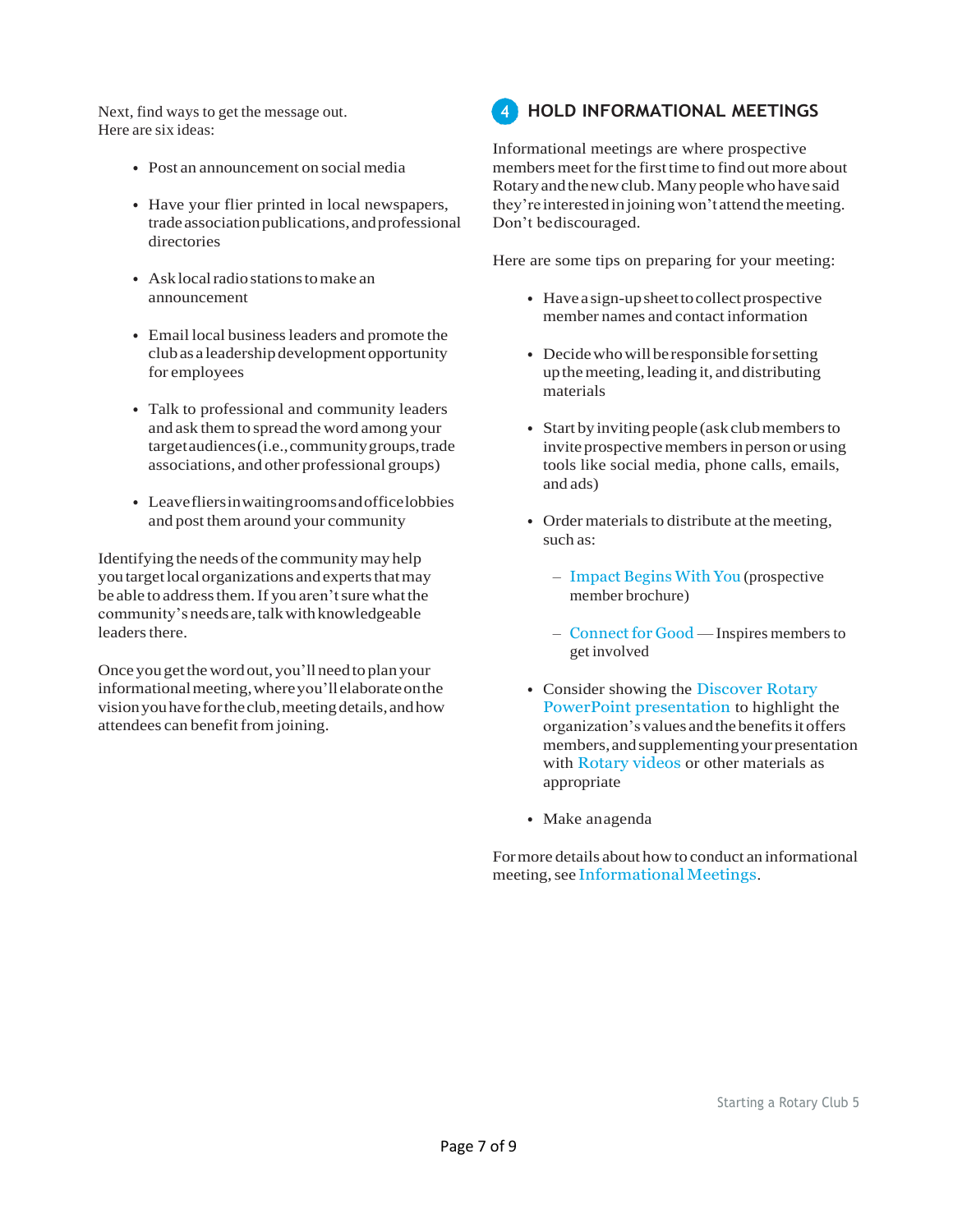Next, find ways to get the message out. Here are six ideas:

- Post an announcement on social media
- Have your flier printed in local newspapers, trade association publications, and professional directories
- Ask local radio stations to make an announcement
- Email local business leaders and promote the club as a leadership development opportunity for employees
- Talk to professional and community leaders and ask them to spread the word among your target audiences (i.e., community groups, trade associations, and other professional groups)
- Leave fliers in waiting rooms and office lobbies and post them around your community

Identifying the needs of the community may help you target local organizations and experts that may be able to address them. If you aren't sure what the community's needs are, talk with knowledgeable leaders there.

Once you get the word out, you'll need to plan your informational meeting, where you'll elaborate on the vision you have for the club, meeting details, and how attendees can benefit from joining.

## 4 HOLD INFORMATIONAL MEETINGS

Informational meetings are where prospective members meet for the first time to find out more about Rotary and the new club. Many people who have said they're interested in joining won't attend the meeting. Don't be discouraged.

Here are some tips on preparing for your meeting:

- Have a sign-up sheet to collect prospective member names and contact information
- Decide who will be responsible for setting up the meeting, leading it, and distributing materials
- Start by inviting people (ask club members to invite prospective members in person or using tools like social media, phone calls, emails, and ads)
- Order materials to distribute at the meeting, such as:
  - Impact Begins With You (prospective member brochure)
  - Connect for Good — Inspires members to get involved
- Consider showing the Discover Rotary PowerPoint presentation to highlight the organization's values and the benefits it offers members, and supplementing your presentation with Rotary videos or other materials as appropriate
- Make an agenda

For more details about how to conduct an informational meeting, see Informational Meetings.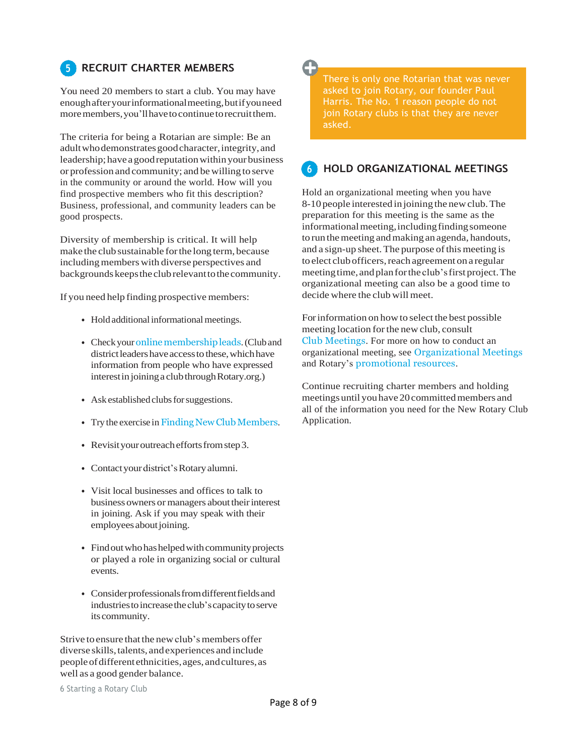## 5 RECRUIT CHARTER MEMBERS

You need 20 members to start a club. You may have enough after your informational meeting, but if you need more members, you'll have to continue to recruit them.

The criteria for being a Rotarian are simple: Be an adult who demonstrates good character, integrity, and leadership; have a good reputation within your business or profession and community; and be willing to serve in the community or around the world. How will you find prospective members who fit this description? Business, professional, and community leaders can be good prospects.

Diversity of membership is critical. It will help make the club sustainable for the long term, because including members with diverse perspectives and backgrounds keeps the club relevant to the community.

If you need help finding prospective members:

- Hold additional informational meetings.
- Check your online membership leads. (Club and district leaders have access to these, which have information from people who have expressed interest in joining a club through Rotary.org.)
- Ask established clubs for suggestions.
- Try the exercise in Finding New Club Members.
- Revisit your outreach efforts from step 3.
- Contact your district's Rotary alumni.
- Visit local businesses and offices to talk to business owners or managers about their interest in joining. Ask if you may speak with their employees about joining.
- Find out who has helped with community projects or played a role in organizing social or cultural events.
- Consider professionals from different fields and industries to increase the club's capacity to serve its community.

Strive to ensure that the new club's members offer diverse skills, talents, and experiences and include people of different ethnicities, ages, and cultures, as well as a good gender balance.

> There is only one Rotarian that was never asked to join Rotary, our founder Paul Harris. The No. 1 reason people do not join Rotary clubs is that they are never asked.

## 6 HOLD ORGANIZATIONAL MEETINGS

Hold an organizational meeting when you have 8-10 people interested in joining the new club. The preparation for this meeting is the same as the informational meeting, including finding someone to run the meeting and making an agenda, handouts, and a sign-up sheet. The purpose of this meeting is to elect club officers, reach agreement on a regular meeting time, and plan for the club's first project. The organizational meeting can also be a good time to decide where the club will meet.

For information on how to select the best possible meeting location for the new club, consult Club Meetings. For more on how to conduct an organizational meeting, see Organizational Meetings and Rotary's promotional resources.

Continue recruiting charter members and holding meetings until you have 20 committed members and all of the information you need for the New Rotary Club Application.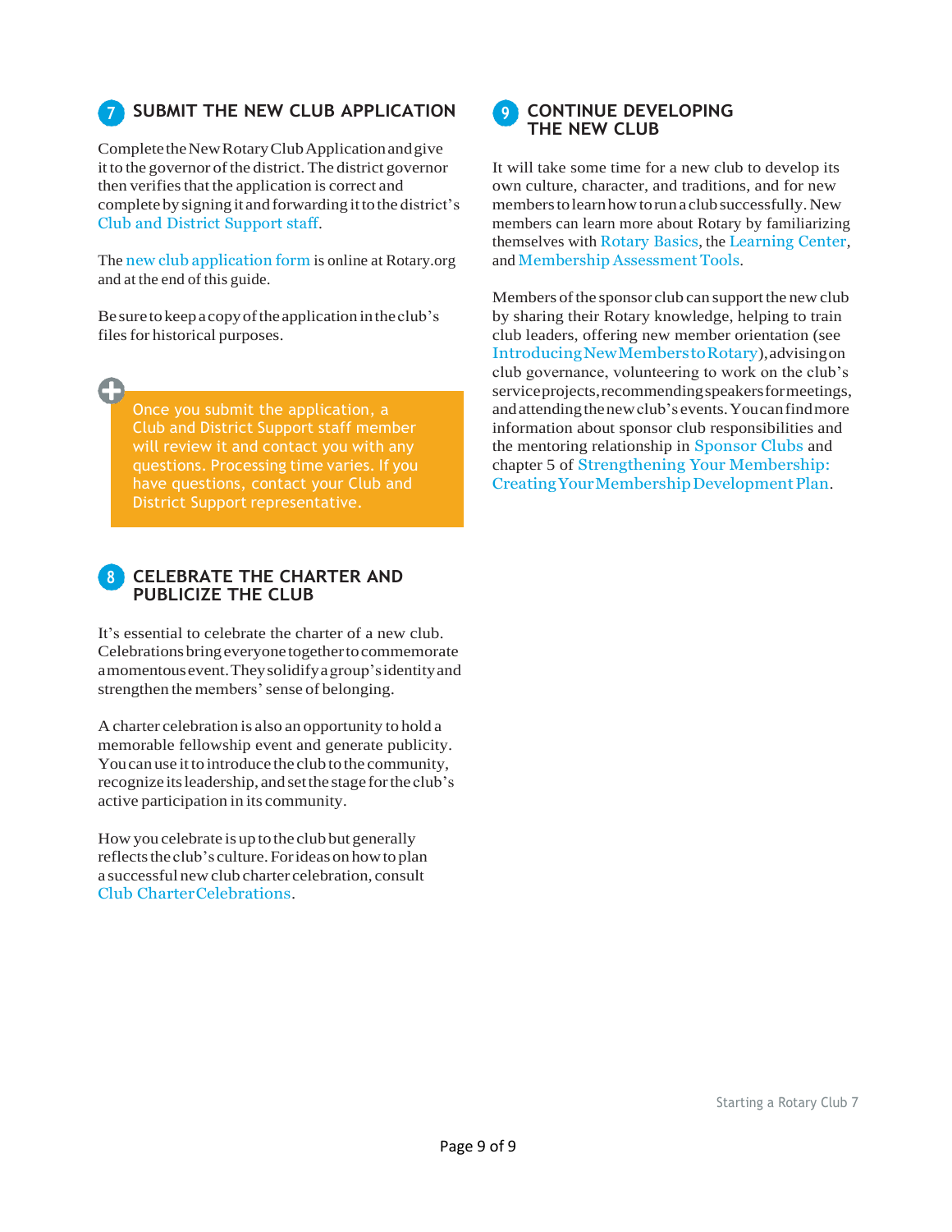## 7 SUBMIT THE NEW CLUB APPLICATION

Complete the New Rotary Club Application and give it to the governor of the district. The district governor then verifies that the application is correct and complete by signing it and forwarding it to the district's Club and District Support staff.

The new club application form is online at Rotary.org and at the end of this guide.

Be sure to keep a copy of the application in the club's files for historical purposes.

> Once you submit the application, a Club and District Support staff member will review it and contact you with any questions. Processing time varies. If you have questions, contact your Club and District Support representative.

## 8 CELEBRATE THE CHARTER AND PUBLICIZE THE CLUB

It's essential to celebrate the charter of a new club. Celebrations bring everyone together to commemorate a momentous event. They solidify a group's identity and strengthen the members' sense of belonging.

A charter celebration is also an opportunity to hold a memorable fellowship event and generate publicity. You can use it to introduce the club to the community, recognize its leadership, and set the stage for the club's active participation in its community.

How you celebrate is up to the club but generally reflects the club's culture. For ideas on how to plan a successful new club charter celebration, consult Club Charter Celebrations.

## 9 CONTINUE DEVELOPING THE NEW CLUB

It will take some time for a new club to develop its own culture, character, and traditions, and for new members to learn how to run a club successfully. New members can learn more about Rotary by familiarizing themselves with Rotary Basics, the Learning Center, and Membership Assessment Tools.

Members of the sponsor club can support the new club by sharing their Rotary knowledge, helping to train club leaders, offering new member orientation (see Introducing New Members to Rotary), advising on club governance, volunteering to work on the club's service projects, recommending speakers for meetings, and attending the new club's events. You can find more information about sponsor club responsibilities and the mentoring relationship in Sponsor Clubs and chapter 5 of Strengthening Your Membership: Creating Your Membership Development Plan.